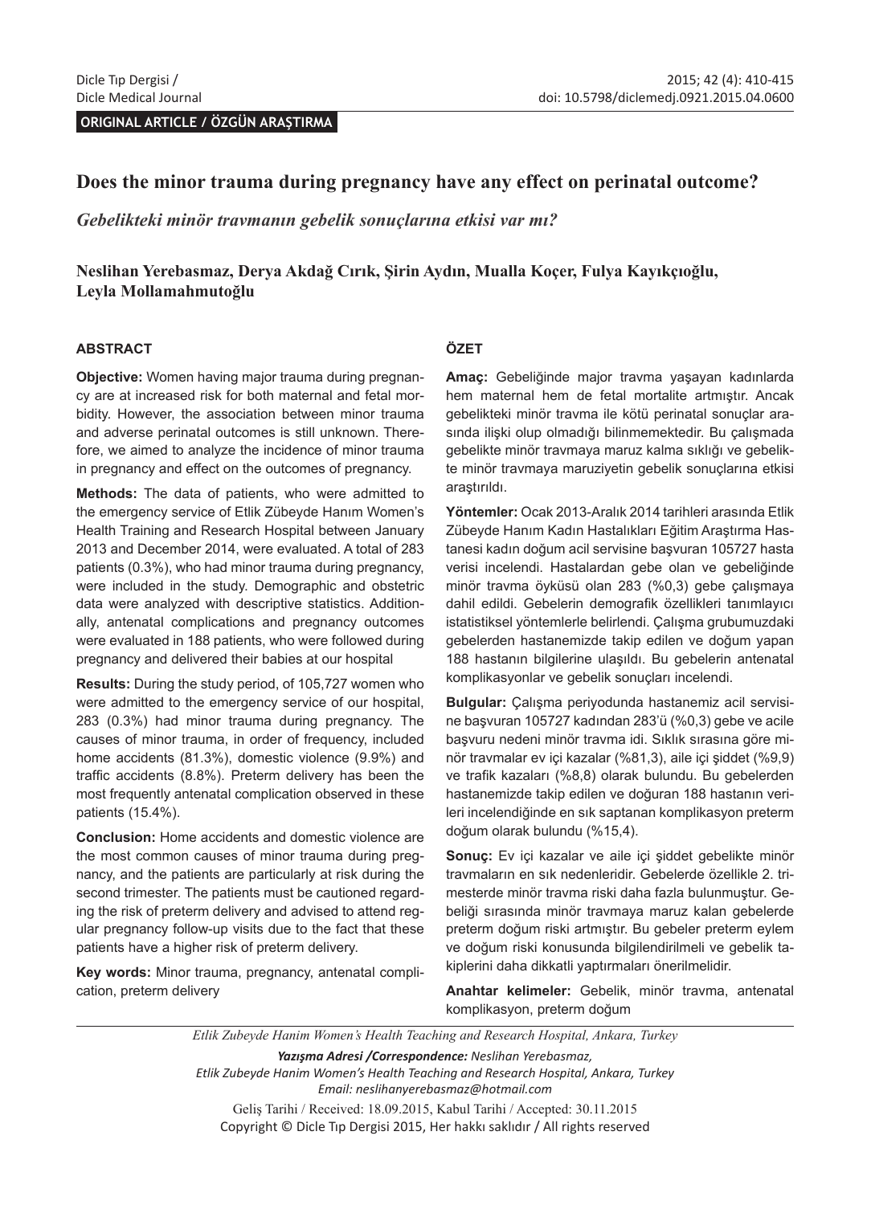ORIGINAL ARTICLE / ÖZGÜN ARAŞTIRMA

# Does the minor trauma during pregnancy have any effect on perinatal outcome?

*Gebelikteki minör travmanın gebelik sonuçlarına etkisi var mı?*

**Neslihan Yerebasmaz, Derya Akdağ Cırık, Şirin Aydın, Mualla Koçer, Fulya Kayıkçıoğlu, Leyla Mollamahmutoğlu**

## ABSTRACT

**Objective:** Women having major trauma during pregnancy are at increased risk for both maternal and fetal morbidity. However, the association between minor trauma and adverse perinatal outcomes is still unknown. Therefore, we aimed to analyze the incidence of minor trauma in pregnancy and effect on the outcomes of pregnancy.

**Methods:** The data of patients, who were admitted to the emergency service of Etlik Zübeyde Hanım Women's Health Training and Research Hospital between January 2013 and December 2014, were evaluated. A total of 283 patients (0.3%), who had minor trauma during pregnancy, were included in the study. Demographic and obstetric data were analyzed with descriptive statistics. Additionally, antenatal complications and pregnancy outcomes were evaluated in 188 patients, who were followed during pregnancy and delivered their babies at our hospital

**Results:** During the study period, of 105,727 women who were admitted to the emergency service of our hospital, 283 (0.3%) had minor trauma during pregnancy. The causes of minor trauma, in order of frequency, included home accidents (81.3%), domestic violence (9.9%) and traffic accidents (8.8%). Preterm delivery has been the most frequently antenatal complication observed in these patients (15.4%).

**Conclusion:** Home accidents and domestic violence are the most common causes of minor trauma during pregnancy, and the patients are particularly at risk during the second trimester. The patients must be cautioned regarding the risk of preterm delivery and advised to attend regular pregnancy follow-up visits due to the fact that these patients have a higher risk of preterm delivery.

**Key words:** Minor trauma, pregnancy, antenatal complication, preterm delivery

## ÖZET

**Amaç:** Gebeliğinde major travma yaşayan kadınlarda hem maternal hem de fetal mortalite artmıştır. Ancak gebelikteki minör travma ile kötü perinatal sonuçlar arasında ilişki olup olmadığı bilinmemektedir. Bu çalışmada gebelikte minör travmaya maruz kalma sıklığı ve gebelikte minör travmaya maruziyetin gebelik sonuçlarına etkisi araştırıldı.

**Yöntemler:** Ocak 2013-Aralık 2014 tarihleri arasında Etlik Zübeyde Hanım Kadın Hastalıkları Eğitim Araştırma Hastanesi kadın doğum acil servisine başvuran 105727 hasta verisi incelendi. Hastalardan gebe olan ve gebeliğinde minör travma öyküsü olan 283 (%0,3) gebe çalışmaya dahil edildi. Gebelerin demografik özellikleri tanımlayıcı istatistiksel yöntemlerle belirlendi. Çalışma grubumuzdaki gebelerden hastanemizde takip edilen ve doğum yapan 188 hastanın bilgilerine ulaşıldı. Bu gebelerin antenatal komplikasyonlar ve gebelik sonuçları incelendi.

**Bulgular:** Çalışma periyodunda hastanemiz acil servisine başvuran 105727 kadından 283'ü (%0,3) gebe ve acile başvuru nedeni minör travma idi. Sıklık sırasına göre minör travmalar ev içi kazalar (%81,3), aile içi şiddet (%9,9) ve trafik kazaları (%8,8) olarak bulundu. Bu gebelerden hastanemizde takip edilen ve doğuran 188 hastanın verileri incelendiğinde en sık saptanan komplikasyon preterm doğum olarak bulundu (%15,4).

**Sonuç:** Ev içi kazalar ve aile içi şiddet gebelikte minör travmaların en sık nedenleridir. Gebelerde özellikle 2. trimesterde minör travma riski daha fazla bulunmuştur. Gebeliği sırasında minör travmaya maruz kalan gebelerde preterm doğum riski artmıştır. Bu gebeler preterm eylem ve doğum riski konusunda bilgilendirilmeli ve gebelik takiplerini daha dikkatli yaptırmaları önerilmelidir.

**Anahtar kelimeler:** Gebelik, minör travma, antenatal komplikasyon, preterm doğum

---

*Etlik Zubeyde Hanim Women's Health Teaching and Research Hospital, Ankara, Turkey*

***Yazışma Adresi /Correspondence:*** *Neslihan Yerebasmaz, Etlik Zubeyde Hanim Women's Health Teaching and Research Hospital, Ankara, Turkey Email: neslihanyerebasmaz@hotmail.com*

Geliş Tarihi / Received: 18.09.2015, Kabul Tarihi / Accepted: 30.11.2015

Copyright © Dicle Tıp Dergisi 2015, Her hakkı saklıdır / All rights reserved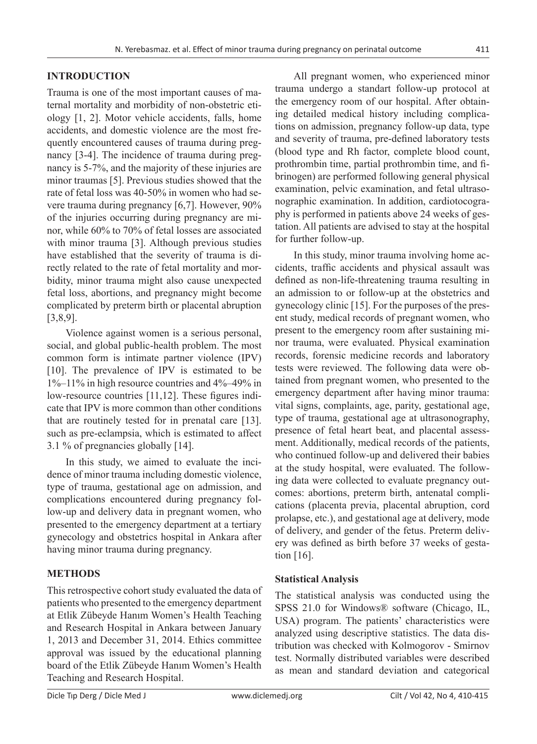## INTRODUCTION

Trauma is one of the most important causes of maternal mortality and morbidity of non-obstetric etiology [1, 2]. Motor vehicle accidents, falls, home accidents, and domestic violence are the most frequently encountered causes of trauma during pregnancy [3-4]. The incidence of trauma during pregnancy is 5-7%, and the majority of these injuries are minor traumas [5]. Previous studies showed that the rate of fetal loss was 40-50% in women who had severe trauma during pregnancy [6,7]. However, 90% of the injuries occurring during pregnancy are minor, while 60% to 70% of fetal losses are associated with minor trauma [3]. Although previous studies have established that the severity of trauma is directly related to the rate of fetal mortality and morbidity, minor trauma might also cause unexpected fetal loss, abortions, and pregnancy might become complicated by preterm birth or placental abruption [3,8,9].

Violence against women is a serious personal, social, and global public-health problem. The most common form is intimate partner violence (IPV) [10]. The prevalence of IPV is estimated to be 1%–11% in high resource countries and 4%–49% in low-resource countries [11,12]. These figures indicate that IPV is more common than other conditions that are routinely tested for in prenatal care [13]. such as pre-eclampsia, which is estimated to affect 3.1 % of pregnancies globally [14].

In this study, we aimed to evaluate the incidence of minor trauma including domestic violence, type of trauma, gestational age on admission, and complications encountered during pregnancy follow-up and delivery data in pregnant women, who presented to the emergency department at a tertiary gynecology and obstetrics hospital in Ankara after having minor trauma during pregnancy.

## METHODS

This retrospective cohort study evaluated the data of patients who presented to the emergency department at Etlik Zübeyde Hanım Women's Health Teaching and Research Hospital in Ankara between January 1, 2013 and December 31, 2014. Ethics committee approval was issued by the educational planning board of the Etlik Zübeyde Hanım Women's Health Teaching and Research Hospital.

All pregnant women, who experienced minor trauma undergo a standart follow-up protocol at the emergency room of our hospital. After obtaining detailed medical history including complications on admission, pregnancy follow-up data, type and severity of trauma, pre-defined laboratory tests (blood type and Rh factor, complete blood count, prothrombin time, partial prothrombin time, and fibrinogen) are performed following general physical examination, pelvic examination, and fetal ultrasonographic examination. In addition, cardiotocography is performed in patients above 24 weeks of gestation. All patients are advised to stay at the hospital for further follow-up.

In this study, minor trauma involving home accidents, traffic accidents and physical assault was defined as non-life-threatening trauma resulting in an admission to or follow-up at the obstetrics and gynecology clinic [15]. For the purposes of the present study, medical records of pregnant women, who present to the emergency room after sustaining minor trauma, were evaluated. Physical examination records, forensic medicine records and laboratory tests were reviewed. The following data were obtained from pregnant women, who presented to the emergency department after having minor trauma: vital signs, complaints, age, parity, gestational age, type of trauma, gestational age at ultrasonography, presence of fetal heart beat, and placental assessment. Additionally, medical records of the patients, who continued follow-up and delivered their babies at the study hospital, were evaluated. The following data were collected to evaluate pregnancy outcomes: abortions, preterm birth, antenatal complications (placenta previa, placental abruption, cord prolapse, etc.), and gestational age at delivery, mode of delivery, and gender of the fetus. Preterm delivery was defined as birth before 37 weeks of gestation [16].

### Statistical Analysis

The statistical analysis was conducted using the SPSS 21.0 for Windows® software (Chicago, IL, USA) program. The patients' characteristics were analyzed using descriptive statistics. The data distribution was checked with Kolmogorov - Smirnov test. Normally distributed variables were described as mean and standard deviation and categorical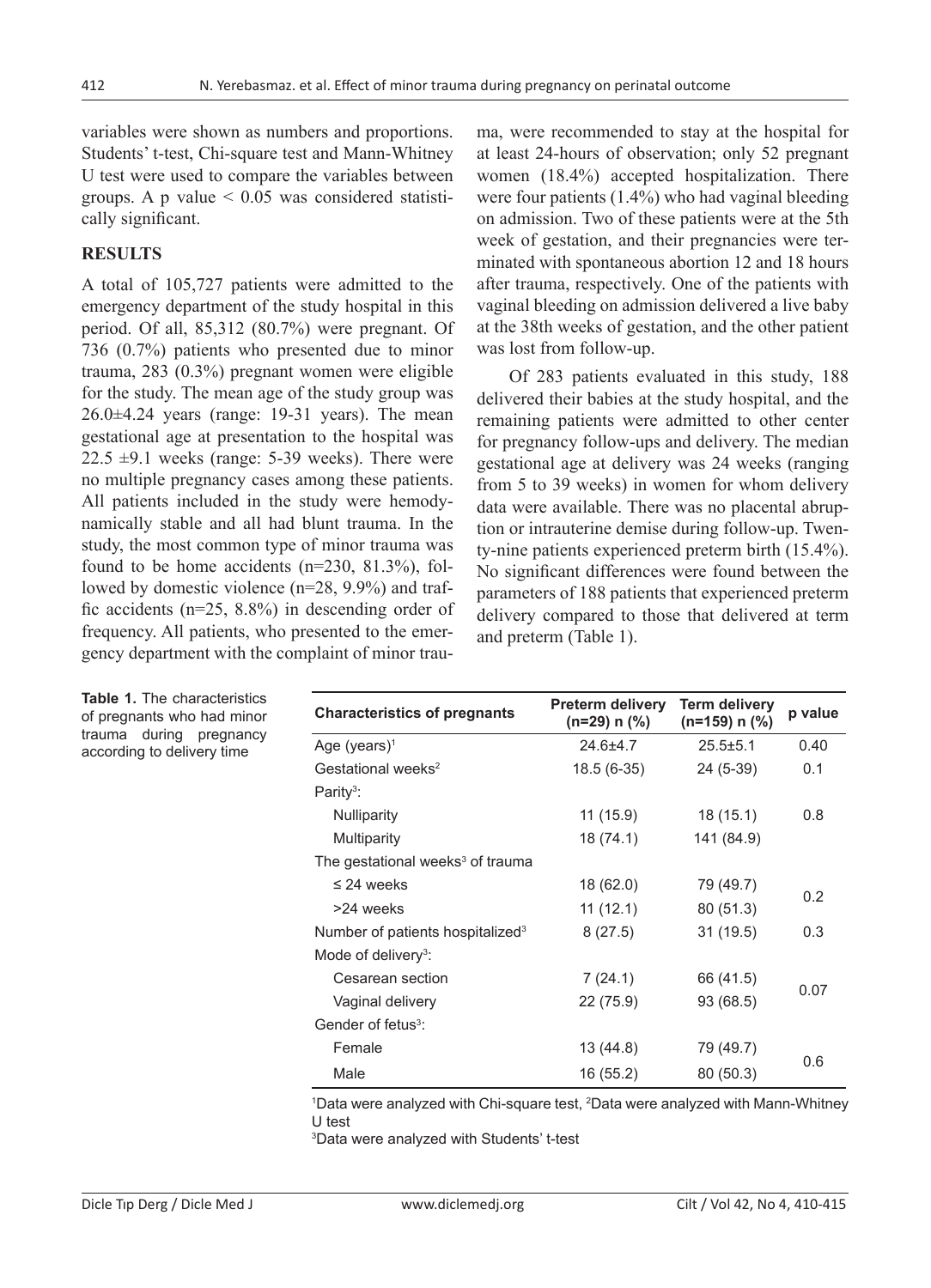variables were shown as numbers and proportions. Students' t-test, Chi-square test and Mann-Whitney U test were used to compare the variables between groups. A p value < 0.05 was considered statistically significant.

## RESULTS

A total of 105,727 patients were admitted to the emergency department of the study hospital in this period. Of all, 85,312 (80.7%) were pregnant. Of 736 (0.7%) patients who presented due to minor trauma, 283 (0.3%) pregnant women were eligible for the study. The mean age of the study group was 26.0±4.24 years (range: 19-31 years). The mean gestational age at presentation to the hospital was 22.5 ±9.1 weeks (range: 5-39 weeks). There were no multiple pregnancy cases among these patients. All patients included in the study were hemodynamically stable and all had blunt trauma. In the study, the most common type of minor trauma was found to be home accidents (n=230, 81.3%), followed by domestic violence (n=28, 9.9%) and traffic accidents (n=25, 8.8%) in descending order of frequency. All patients, who presented to the emergency department with the complaint of minor trauma, were recommended to stay at the hospital for at least 24-hours of observation; only 52 pregnant women (18.4%) accepted hospitalization. There were four patients (1.4%) who had vaginal bleeding on admission. Two of these patients were at the 5th week of gestation, and their pregnancies were terminated with spontaneous abortion 12 and 18 hours after trauma, respectively. One of the patients with vaginal bleeding on admission delivered a live baby at the 38th weeks of gestation, and the other patient was lost from follow-up.

Of 283 patients evaluated in this study, 188 delivered their babies at the study hospital, and the remaining patients were admitted to other center for pregnancy follow-ups and delivery. The median gestational age at delivery was 24 weeks (ranging from 5 to 39 weeks) in women for whom delivery data were available. There was no placental abruption or intrauterine demise during follow-up. Twenty-nine patients experienced preterm birth (15.4%). No significant differences were found between the parameters of 188 patients that experienced preterm delivery compared to those that delivered at term and preterm (Table 1).

**Table 1.** The characteristics of pregnants who had minor trauma during pregnancy according to delivery time

| Characteristics of pregnants | Preterm delivery (n=29) n (%) | Term delivery (n=159) n (%) | p value |
|---|---|---|---|
| Age (years)[1] | 24.6±4.7 | 25.5±5.1 | 0.40 |
| Gestational weeks[2] | 18.5 (6-35) | 24 (5-39) | 0.1 |
| Parity[3]: | | | |
| Nulliparity | 11 (15.9) | 18 (15.1) | 0.8 |
| Multiparity | 18 (74.1) | 141 (84.9) | |
| The gestational weeks[3] of trauma | | | |
| ≤ 24 weeks | 18 (62.0) | 79 (49.7) | 0.2 |
| >24 weeks | 11 (12.1) | 80 (51.3) | |
| Number of patients hospitalized[3] | 8 (27.5) | 31 (19.5) | 0.3 |
| Mode of delivery[3]: | | | |
| Cesarean section | 7 (24.1) | 66 (41.5) | 0.07 |
| Vaginal delivery | 22 (75.9) | 93 (68.5) | |
| Gender of fetus[3]: | | | |
| Female | 13 (44.8) | 79 (49.7) | 0.6 |
| Male | 16 (55.2) | 80 (50.3) | |

[1]Data were analyzed with Chi-square test, [2]Data were analyzed with Mann-Whitney U test

[3]Data were analyzed with Students' t-test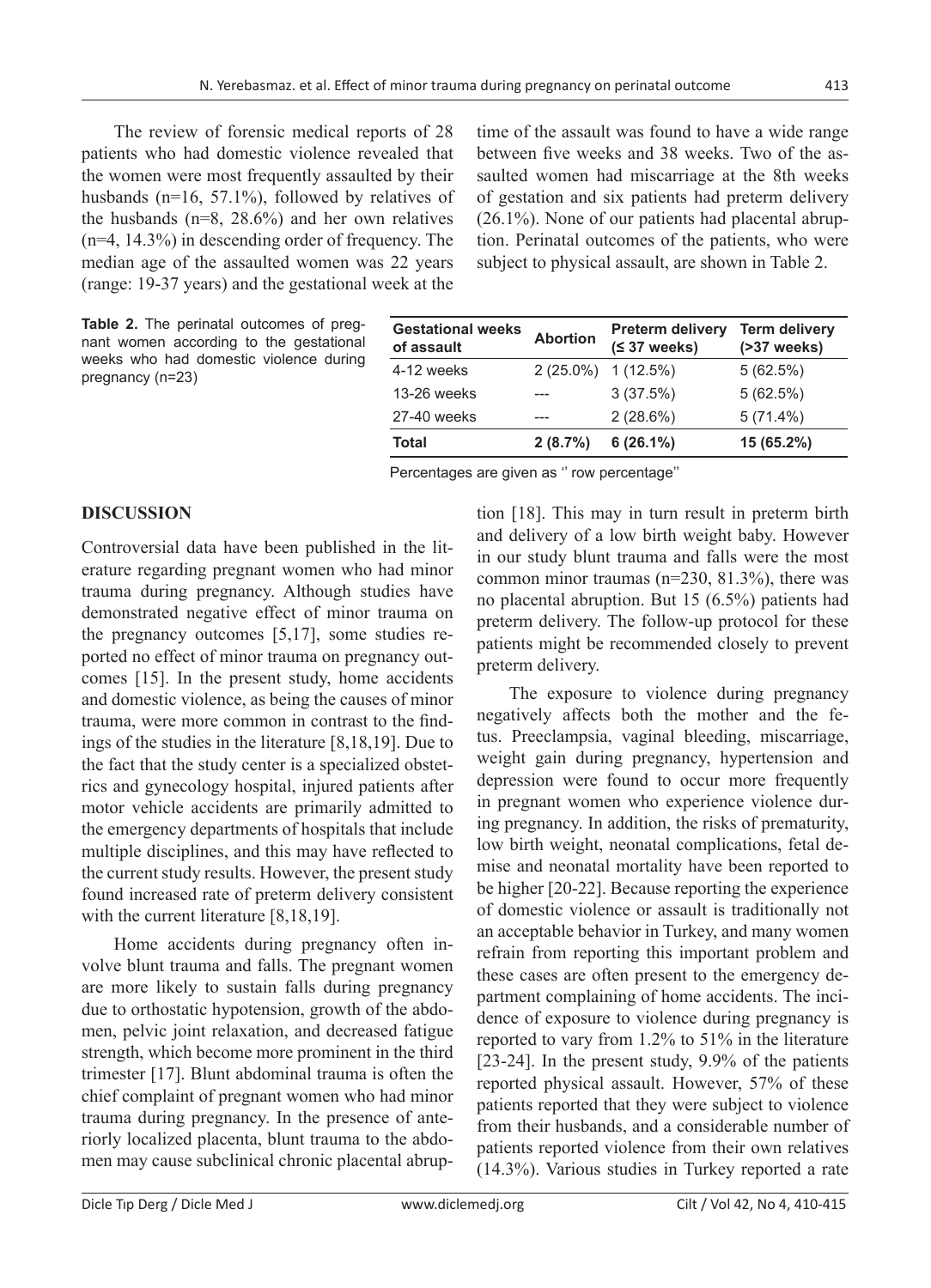The review of forensic medical reports of 28 patients who had domestic violence revealed that the women were most frequently assaulted by their husbands (n=16, 57.1%), followed by relatives of the husbands (n=8, 28.6%) and her own relatives (n=4, 14.3%) in descending order of frequency. The median age of the assaulted women was 22 years (range: 19-37 years) and the gestational week at the time of the assault was found to have a wide range between five weeks and 38 weeks. Two of the assaulted women had miscarriage at the 8th weeks of gestation and six patients had preterm delivery (26.1%). None of our patients had placental abruption. Perinatal outcomes of the patients, who were subject to physical assault, are shown in Table 2.

**Table 2.** The perinatal outcomes of pregnant women according to the gestational weeks who had domestic violence during pregnancy (n=23)

| Gestational weeks of assault | Abortion | Preterm delivery (≤ 37 weeks) | Term delivery (>37 weeks) |
|---|---|---|---|
| 4-12 weeks | 2 (25.0%) | 1 (12.5%) | 5 (62.5%) |
| 13-26 weeks | --- | 3 (37.5%) | 5 (62.5%) |
| 27-40 weeks | --- | 2 (28.6%) | 5 (71.4%) |
| **Total** | **2 (8.7%)** | **6 (26.1%)** | **15 (65.2%)** |

Percentages are given as '' row percentage''

## DISCUSSION

Controversial data have been published in the literature regarding pregnant women who had minor trauma during pregnancy. Although studies have demonstrated negative effect of minor trauma on the pregnancy outcomes [5,17], some studies reported no effect of minor trauma on pregnancy outcomes [15]. In the present study, home accidents and domestic violence, as being the causes of minor trauma, were more common in contrast to the findings of the studies in the literature [8,18,19]. Due to the fact that the study center is a specialized obstetrics and gynecology hospital, injured patients after motor vehicle accidents are primarily admitted to the emergency departments of hospitals that include multiple disciplines, and this may have reflected to the current study results. However, the present study found increased rate of preterm delivery consistent with the current literature [8,18,19].

Home accidents during pregnancy often involve blunt trauma and falls. The pregnant women are more likely to sustain falls during pregnancy due to orthostatic hypotension, growth of the abdomen, pelvic joint relaxation, and decreased fatigue strength, which become more prominent in the third trimester [17]. Blunt abdominal trauma is often the chief complaint of pregnant women who had minor trauma during pregnancy. In the presence of anteriorly localized placenta, blunt trauma to the abdomen may cause subclinical chronic placental abruption [18]. This may in turn result in preterm birth and delivery of a low birth weight baby. However in our study blunt trauma and falls were the most common minor traumas (n=230, 81.3%), there was no placental abruption. But 15 (6.5%) patients had preterm delivery. The follow-up protocol for these patients might be recommended closely to prevent preterm delivery.

The exposure to violence during pregnancy negatively affects both the mother and the fetus. Preeclampsia, vaginal bleeding, miscarriage, weight gain during pregnancy, hypertension and depression were found to occur more frequently in pregnant women who experience violence during pregnancy. In addition, the risks of prematurity, low birth weight, neonatal complications, fetal demise and neonatal mortality have been reported to be higher [20-22]. Because reporting the experience of domestic violence or assault is traditionally not an acceptable behavior in Turkey, and many women refrain from reporting this important problem and these cases are often present to the emergency department complaining of home accidents. The incidence of exposure to violence during pregnancy is reported to vary from 1.2% to 51% in the literature [23-24]. In the present study, 9.9% of the patients reported physical assault. However, 57% of these patients reported that they were subject to violence from their husbands, and a considerable number of patients reported violence from their own relatives (14.3%). Various studies in Turkey reported a rate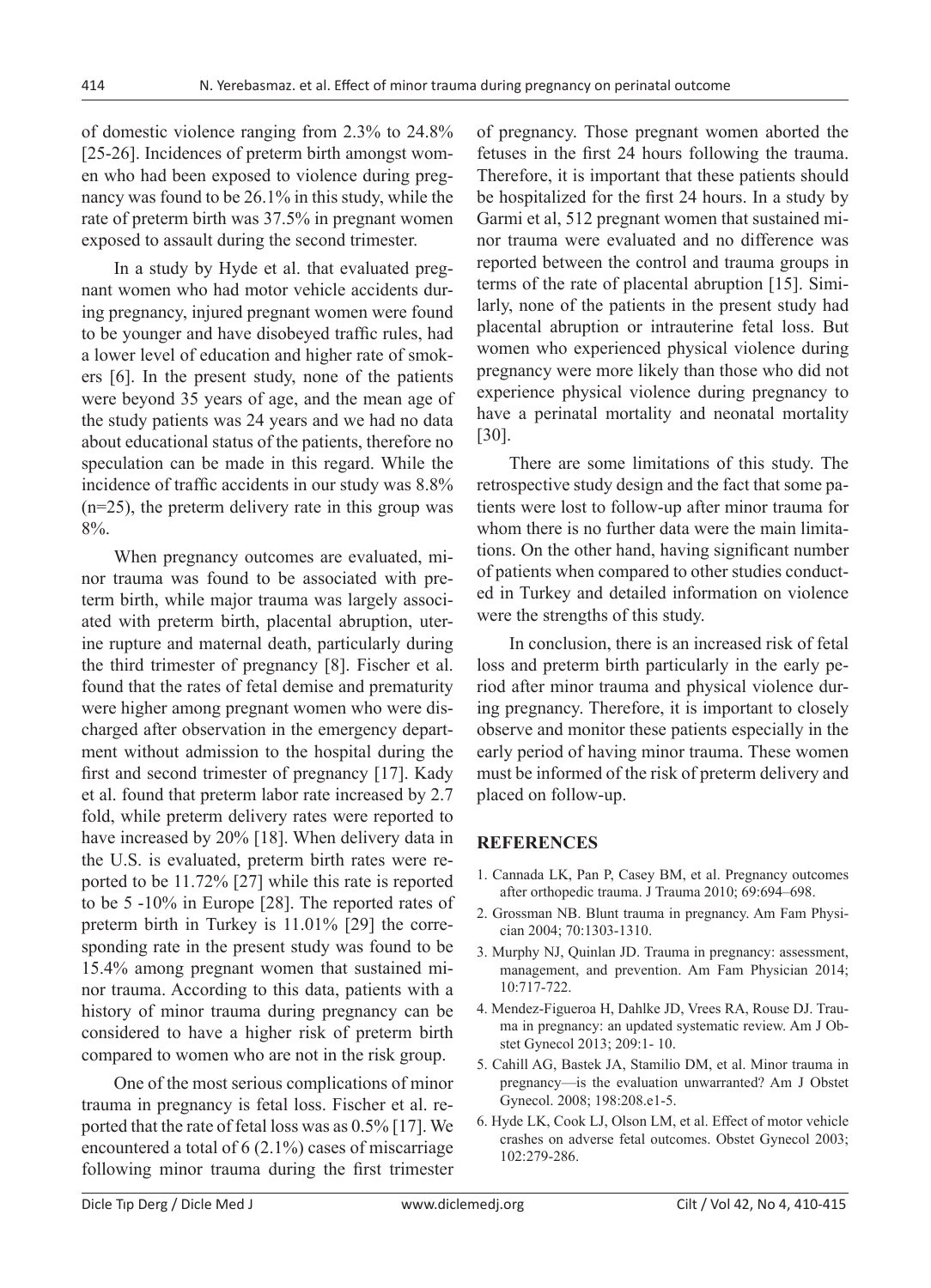of domestic violence ranging from 2.3% to 24.8% [25-26]. Incidences of preterm birth amongst women who had been exposed to violence during pregnancy was found to be 26.1% in this study, while the rate of preterm birth was 37.5% in pregnant women exposed to assault during the second trimester.

In a study by Hyde et al. that evaluated pregnant women who had motor vehicle accidents during pregnancy, injured pregnant women were found to be younger and have disobeyed traffic rules, had a lower level of education and higher rate of smokers [6]. In the present study, none of the patients were beyond 35 years of age, and the mean age of the study patients was 24 years and we had no data about educational status of the patients, therefore no speculation can be made in this regard. While the incidence of traffic accidents in our study was 8.8% (n=25), the preterm delivery rate in this group was 8%.

When pregnancy outcomes are evaluated, minor trauma was found to be associated with preterm birth, while major trauma was largely associated with preterm birth, placental abruption, uterine rupture and maternal death, particularly during the third trimester of pregnancy [8]. Fischer et al. found that the rates of fetal demise and prematurity were higher among pregnant women who were discharged after observation in the emergency department without admission to the hospital during the first and second trimester of pregnancy [17]. Kady et al. found that preterm labor rate increased by 2.7 fold, while preterm delivery rates were reported to have increased by 20% [18]. When delivery data in the U.S. is evaluated, preterm birth rates were reported to be 11.72% [27] while this rate is reported to be 5 -10% in Europe [28]. The reported rates of preterm birth in Turkey is 11.01% [29] the corresponding rate in the present study was found to be 15.4% among pregnant women that sustained minor trauma. According to this data, patients with a history of minor trauma during pregnancy can be considered to have a higher risk of preterm birth compared to women who are not in the risk group.

One of the most serious complications of minor trauma in pregnancy is fetal loss. Fischer et al. reported that the rate of fetal loss was as 0.5% [17]. We encountered a total of 6 (2.1%) cases of miscarriage following minor trauma during the first trimester of pregnancy. Those pregnant women aborted the fetuses in the first 24 hours following the trauma. Therefore, it is important that these patients should be hospitalized for the first 24 hours. In a study by Garmi et al, 512 pregnant women that sustained minor trauma were evaluated and no difference was reported between the control and trauma groups in terms of the rate of placental abruption [15]. Similarly, none of the patients in the present study had placental abruption or intrauterine fetal loss. But women who experienced physical violence during pregnancy were more likely than those who did not experience physical violence during pregnancy to have a perinatal mortality and neonatal mortality [30].

There are some limitations of this study. The retrospective study design and the fact that some patients were lost to follow-up after minor trauma for whom there is no further data were the main limitations. On the other hand, having significant number of patients when compared to other studies conducted in Turkey and detailed information on violence were the strengths of this study.

In conclusion, there is an increased risk of fetal loss and preterm birth particularly in the early period after minor trauma and physical violence during pregnancy. Therefore, it is important to closely observe and monitor these patients especially in the early period of having minor trauma. These women must be informed of the risk of preterm delivery and placed on follow-up.

## REFERENCES

1. Cannada LK, Pan P, Casey BM, et al. Pregnancy outcomes after orthopedic trauma. J Trauma 2010; 69:694–698.
2. Grossman NB. Blunt trauma in pregnancy. Am Fam Physician 2004; 70:1303-1310.
3. Murphy NJ, Quinlan JD. Trauma in pregnancy: assessment, management, and prevention. Am Fam Physician 2014; 10:717-722.
4. Mendez-Figueroa H, Dahlke JD, Vrees RA, Rouse DJ. Trauma in pregnancy: an updated systematic review. Am J Obstet Gynecol 2013; 209:1- 10.
5. Cahill AG, Bastek JA, Stamilio DM, et al. Minor trauma in pregnancy—is the evaluation unwarranted? Am J Obstet Gynecol. 2008; 198:208.e1-5.
6. Hyde LK, Cook LJ, Olson LM, et al. Effect of motor vehicle crashes on adverse fetal outcomes. Obstet Gynecol 2003; 102:279-286.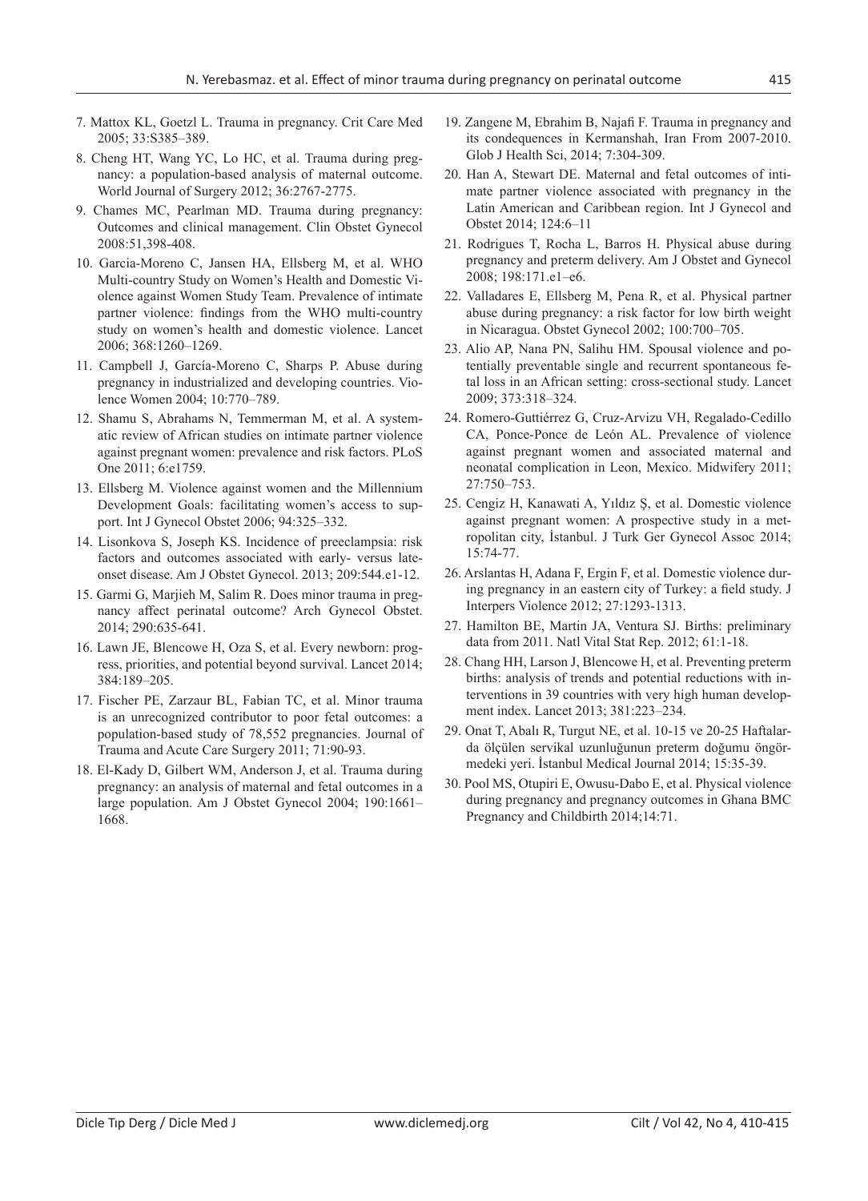7. Mattox KL, Goetzl L. Trauma in pregnancy. Crit Care Med 2005; 33:S385–389.
8. Cheng HT, Wang YC, Lo HC, et al. Trauma during pregnancy: a population-based analysis of maternal outcome. World Journal of Surgery 2012; 36:2767-2775.
9. Chames MC, Pearlman MD. Trauma during pregnancy: Outcomes and clinical management. Clin Obstet Gynecol 2008:51,398-408.
10. Garcia-Moreno C, Jansen HA, Ellsberg M, et al. WHO Multi-country Study on Women's Health and Domestic Violence against Women Study Team. Prevalence of intimate partner violence: findings from the WHO multi-country study on women's health and domestic violence. Lancet 2006; 368:1260–1269.
11. Campbell J, García-Moreno C, Sharps P. Abuse during pregnancy in industrialized and developing countries. Violence Women 2004; 10:770–789.
12. Shamu S, Abrahams N, Temmerman M, et al. A systematic review of African studies on intimate partner violence against pregnant women: prevalence and risk factors. PLoS One 2011; 6:e1759.
13. Ellsberg M. Violence against women and the Millennium Development Goals: facilitating women's access to support. Int J Gynecol Obstet 2006; 94:325–332.
14. Lisonkova S, Joseph KS. Incidence of preeclampsia: risk factors and outcomes associated with early- versus late-onset disease. Am J Obstet Gynecol. 2013; 209:544.e1-12.
15. Garmi G, Marjieh M, Salim R. Does minor trauma in pregnancy affect perinatal outcome? Arch Gynecol Obstet. 2014; 290:635-641.
16. Lawn JE, Blencowe H, Oza S, et al. Every newborn: progress, priorities, and potential beyond survival. Lancet 2014; 384:189–205.
17. Fischer PE, Zarzaur BL, Fabian TC, et al. Minor trauma is an unrecognized contributor to poor fetal outcomes: a population-based study of 78,552 pregnancies. Journal of Trauma and Acute Care Surgery 2011; 71:90-93.
18. El-Kady D, Gilbert WM, Anderson J, et al. Trauma during pregnancy: an analysis of maternal and fetal outcomes in a large population. Am J Obstet Gynecol 2004; 190:1661–1668.
19. Zangene M, Ebrahim B, Najafi F. Trauma in pregnancy and its condequences in Kermanshah, Iran From 2007-2010. Glob J Health Sci, 2014; 7:304-309.
20. Han A, Stewart DE. Maternal and fetal outcomes of intimate partner violence associated with pregnancy in the Latin American and Caribbean region. Int J Gynecol and Obstet 2014; 124:6–11
21. Rodrigues T, Rocha L, Barros H. Physical abuse during pregnancy and preterm delivery. Am J Obstet and Gynecol 2008; 198:171.e1–e6.
22. Valladares E, Ellsberg M, Pena R, et al. Physical partner abuse during pregnancy: a risk factor for low birth weight in Nicaragua. Obstet Gynecol 2002; 100:700–705.
23. Alio AP, Nana PN, Salihu HM. Spousal violence and potentially preventable single and recurrent spontaneous fetal loss in an African setting: cross-sectional study. Lancet 2009; 373:318–324.
24. Romero-Guttiérrez G, Cruz-Arvizu VH, Regalado-Cedillo CA, Ponce-Ponce de León AL. Prevalence of violence against pregnant women and associated maternal and neonatal complication in Leon, Mexico. Midwifery 2011; 27:750–753.
25. Cengiz H, Kanawati A, Yıldız Ş, et al. Domestic violence against pregnant women: A prospective study in a metropolitan city, İstanbul. J Turk Ger Gynecol Assoc 2014; 15:74-77.
26. Arslantas H, Adana F, Ergin F, et al. Domestic violence during pregnancy in an eastern city of Turkey: a field study. J Interpers Violence 2012; 27:1293-1313.
27. Hamilton BE, Martin JA, Ventura SJ. Births: preliminary data from 2011. Natl Vital Stat Rep. 2012; 61:1-18.
28. Chang HH, Larson J, Blencowe H, et al. Preventing preterm births: analysis of trends and potential reductions with interventions in 39 countries with very high human development index. Lancet 2013; 381:223–234.
29. Onat T, Abalı R, Turgut NE, et al. 10-15 ve 20-25 Haftalarda ölçülen servikal uzunluğunun preterm doğumu öngörmedeki yeri. İstanbul Medical Journal 2014; 15:35-39.
30. Pool MS, Otupiri E, Owusu-Dabo E, et al. Physical violence during pregnancy and pregnancy outcomes in Ghana BMC Pregnancy and Childbirth 2014;14:71.